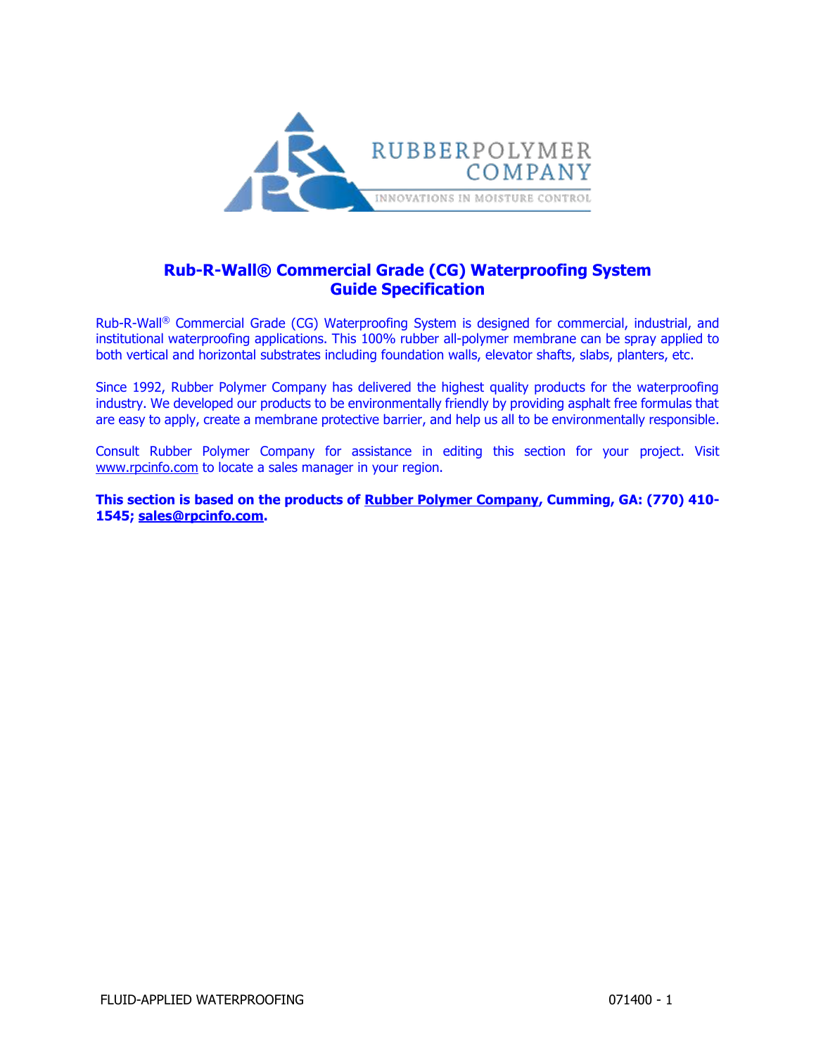# Rub-R-Wall® Commercial Grade (CG) Waterproofing System Guide Specification

Rub-R-Wall® Commercial Grade (CG) Waterproofing System is designed for commercial, industrial, and institutional waterproofing applications. This 100% rubber all-polymer membrane can be spray applied to both vertical and horizontal substrates including foundation walls, elevator shafts, slabs, planters, etc.

Since 1992, Rubber Polymer Company has delivered the highest quality products for the waterproofing industry. We developed our products to be environmentally friendly by providing asphalt free formulas that are easy to apply, create a membrane protective barrier, and help us all to be environmentally responsible.

Consult Rubber Polymer Company for assistance in editing this section for your project. Visit www.rpcinfo.com to locate a sales manager in your region.

**This section is based on the products of Rubber Polymer Company, Cumming, GA: (770) 410-1545; sales@rpcinfo.com.**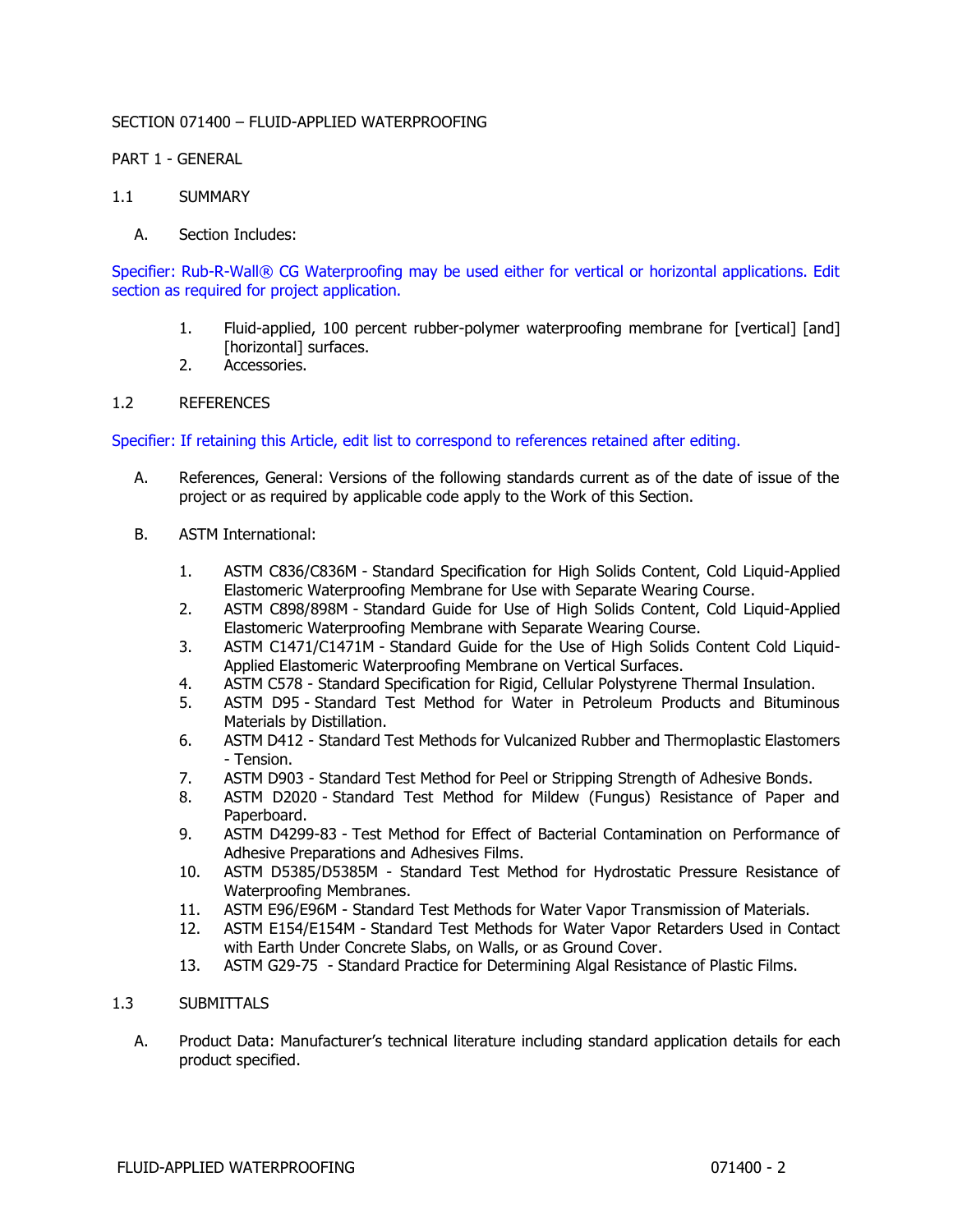SECTION 071400 – FLUID-APPLIED WATERPROOFING

PART 1 - GENERAL

1.1 SUMMARY

A. Section Includes:

Specifier: Rub-R-Wall® CG Waterproofing may be used either for vertical or horizontal applications. Edit section as required for project application.

1. Fluid-applied, 100 percent rubber-polymer waterproofing membrane for [vertical] [and] [horizontal] surfaces.
2. Accessories.

1.2 REFERENCES

Specifier: If retaining this Article, edit list to correspond to references retained after editing.

A. References, General: Versions of the following standards current as of the date of issue of the project or as required by applicable code apply to the Work of this Section.

B. ASTM International:

1. ASTM C836/C836M - Standard Specification for High Solids Content, Cold Liquid-Applied Elastomeric Waterproofing Membrane for Use with Separate Wearing Course.
2. ASTM C898/898M - Standard Guide for Use of High Solids Content, Cold Liquid-Applied Elastomeric Waterproofing Membrane with Separate Wearing Course.
3. ASTM C1471/C1471M - Standard Guide for the Use of High Solids Content Cold Liquid-Applied Elastomeric Waterproofing Membrane on Vertical Surfaces.
4. ASTM C578 - Standard Specification for Rigid, Cellular Polystyrene Thermal Insulation.
5. ASTM D95 - Standard Test Method for Water in Petroleum Products and Bituminous Materials by Distillation.
6. ASTM D412 - Standard Test Methods for Vulcanized Rubber and Thermoplastic Elastomers - Tension.
7. ASTM D903 - Standard Test Method for Peel or Stripping Strength of Adhesive Bonds.
8. ASTM D2020 - Standard Test Method for Mildew (Fungus) Resistance of Paper and Paperboard.
9. ASTM D4299-83 - Test Method for Effect of Bacterial Contamination on Performance of Adhesive Preparations and Adhesives Films.
10. ASTM D5385/D5385M - Standard Test Method for Hydrostatic Pressure Resistance of Waterproofing Membranes.
11. ASTM E96/E96M - Standard Test Methods for Water Vapor Transmission of Materials.
12. ASTM E154/E154M - Standard Test Methods for Water Vapor Retarders Used in Contact with Earth Under Concrete Slabs, on Walls, or as Ground Cover.
13. ASTM G29-75 - Standard Practice for Determining Algal Resistance of Plastic Films.

1.3 SUBMITTALS

A. Product Data: Manufacturer's technical literature including standard application details for each product specified.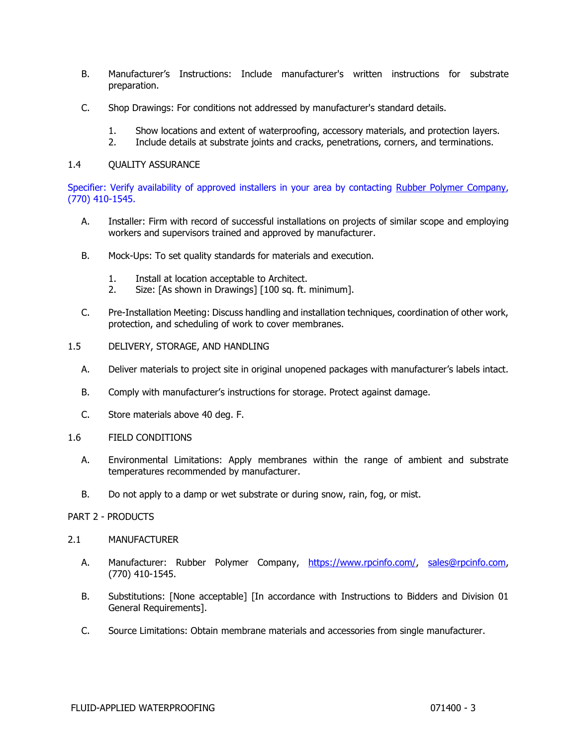B. Manufacturer's Instructions: Include manufacturer's written instructions for substrate preparation.

C. Shop Drawings: For conditions not addressed by manufacturer's standard details.

1. Show locations and extent of waterproofing, accessory materials, and protection layers.
2. Include details at substrate joints and cracks, penetrations, corners, and terminations.

## 1.4 QUALITY ASSURANCE

Specifier: Verify availability of approved installers in your area by contacting [Rubber Polymer Company](https://www.rpcinfo.com/), (770) 410-1545.

A. Installer: Firm with record of successful installations on projects of similar scope and employing workers and supervisors trained and approved by manufacturer.

B. Mock-Ups: To set quality standards for materials and execution.

1. Install at location acceptable to Architect.
2. Size: [As shown in Drawings] [100 sq. ft. minimum].

C. Pre-Installation Meeting: Discuss handling and installation techniques, coordination of other work, protection, and scheduling of work to cover membranes.

## 1.5 DELIVERY, STORAGE, AND HANDLING

A. Deliver materials to project site in original unopened packages with manufacturer's labels intact.

B. Comply with manufacturer's instructions for storage. Protect against damage.

C. Store materials above 40 deg. F.

## 1.6 FIELD CONDITIONS

A. Environmental Limitations: Apply membranes within the range of ambient and substrate temperatures recommended by manufacturer.

B. Do not apply to a damp or wet substrate or during snow, rain, fog, or mist.

# PART 2 - PRODUCTS

## 2.1 MANUFACTURER

A. Manufacturer: Rubber Polymer Company, [https://www.rpcinfo.com/](https://www.rpcinfo.com/), [sales@rpcinfo.com](mailto:sales@rpcinfo.com), (770) 410-1545.

B. Substitutions: [None acceptable] [In accordance with Instructions to Bidders and Division 01 General Requirements].

C. Source Limitations: Obtain membrane materials and accessories from single manufacturer.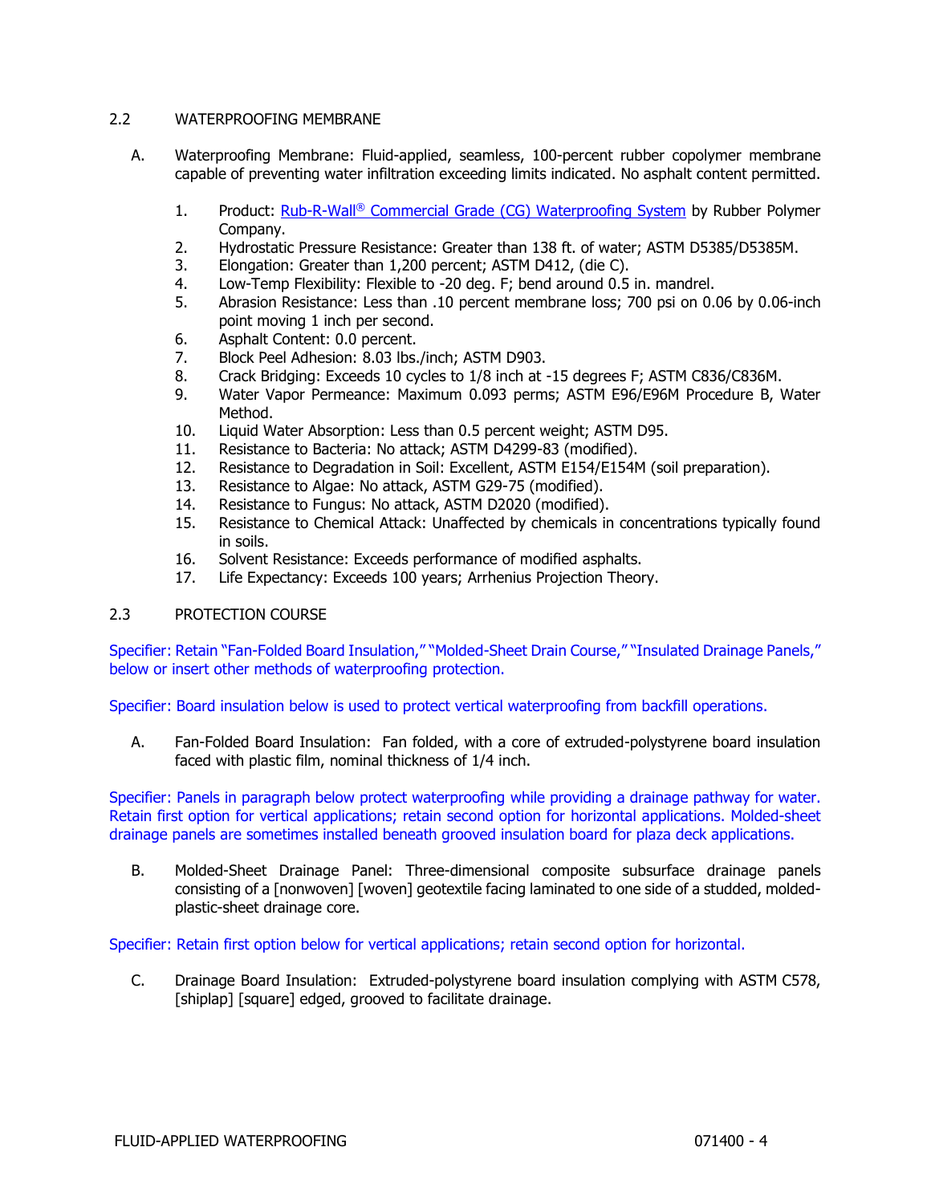## 2.2 WATERPROOFING MEMBRANE

A. Waterproofing Membrane: Fluid-applied, seamless, 100-percent rubber copolymer membrane capable of preventing water infiltration exceeding limits indicated. No asphalt content permitted.

1. Product: Rub-R-Wall® Commercial Grade (CG) Waterproofing System by Rubber Polymer Company.
2. Hydrostatic Pressure Resistance: Greater than 138 ft. of water; ASTM D5385/D5385M.
3. Elongation: Greater than 1,200 percent; ASTM D412, (die C).
4. Low-Temp Flexibility: Flexible to -20 deg. F; bend around 0.5 in. mandrel.
5. Abrasion Resistance: Less than .10 percent membrane loss; 700 psi on 0.06 by 0.06-inch point moving 1 inch per second.
6. Asphalt Content: 0.0 percent.
7. Block Peel Adhesion: 8.03 lbs./inch; ASTM D903.
8. Crack Bridging: Exceeds 10 cycles to 1/8 inch at -15 degrees F; ASTM C836/C836M.
9. Water Vapor Permeance: Maximum 0.093 perms; ASTM E96/E96M Procedure B, Water Method.
10. Liquid Water Absorption: Less than 0.5 percent weight; ASTM D95.
11. Resistance to Bacteria: No attack; ASTM D4299-83 (modified).
12. Resistance to Degradation in Soil: Excellent, ASTM E154/E154M (soil preparation).
13. Resistance to Algae: No attack, ASTM G29-75 (modified).
14. Resistance to Fungus: No attack, ASTM D2020 (modified).
15. Resistance to Chemical Attack: Unaffected by chemicals in concentrations typically found in soils.
16. Solvent Resistance: Exceeds performance of modified asphalts.
17. Life Expectancy: Exceeds 100 years; Arrhenius Projection Theory.

## 2.3 PROTECTION COURSE

Specifier: Retain "Fan-Folded Board Insulation," "Molded-Sheet Drain Course," "Insulated Drainage Panels," below or insert other methods of waterproofing protection.

Specifier: Board insulation below is used to protect vertical waterproofing from backfill operations.

A. Fan-Folded Board Insulation: Fan folded, with a core of extruded-polystyrene board insulation faced with plastic film, nominal thickness of 1/4 inch.

Specifier: Panels in paragraph below protect waterproofing while providing a drainage pathway for water. Retain first option for vertical applications; retain second option for horizontal applications. Molded-sheet drainage panels are sometimes installed beneath grooved insulation board for plaza deck applications.

B. Molded-Sheet Drainage Panel: Three-dimensional composite subsurface drainage panels consisting of a [nonwoven] [woven] geotextile facing laminated to one side of a studded, molded-plastic-sheet drainage core.

Specifier: Retain first option below for vertical applications; retain second option for horizontal.

C. Drainage Board Insulation: Extruded-polystyrene board insulation complying with ASTM C578, [shiplap] [square] edged, grooved to facilitate drainage.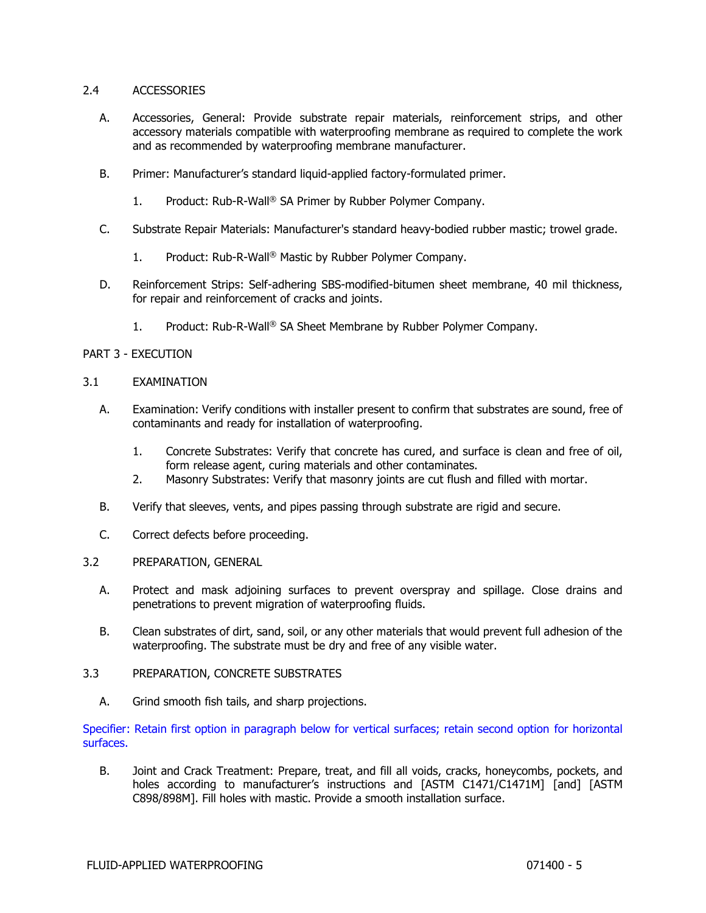## 2.4 ACCESSORIES

A. Accessories, General: Provide substrate repair materials, reinforcement strips, and other accessory materials compatible with waterproofing membrane as required to complete the work and as recommended by waterproofing membrane manufacturer.

B. Primer: Manufacturer's standard liquid-applied factory-formulated primer.

1. Product: Rub-R-Wall® SA Primer by Rubber Polymer Company.

C. Substrate Repair Materials: Manufacturer's standard heavy-bodied rubber mastic; trowel grade.

1. Product: Rub-R-Wall® Mastic by Rubber Polymer Company.

D. Reinforcement Strips: Self-adhering SBS-modified-bitumen sheet membrane, 40 mil thickness, for repair and reinforcement of cracks and joints.

1. Product: Rub-R-Wall® SA Sheet Membrane by Rubber Polymer Company.

# PART 3 - EXECUTION

## 3.1 EXAMINATION

A. Examination: Verify conditions with installer present to confirm that substrates are sound, free of contaminants and ready for installation of waterproofing.

1. Concrete Substrates: Verify that concrete has cured, and surface is clean and free of oil, form release agent, curing materials and other contaminates.
2. Masonry Substrates: Verify that masonry joints are cut flush and filled with mortar.

B. Verify that sleeves, vents, and pipes passing through substrate are rigid and secure.

C. Correct defects before proceeding.

## 3.2 PREPARATION, GENERAL

A. Protect and mask adjoining surfaces to prevent overspray and spillage. Close drains and penetrations to prevent migration of waterproofing fluids.

B. Clean substrates of dirt, sand, soil, or any other materials that would prevent full adhesion of the waterproofing. The substrate must be dry and free of any visible water.

## 3.3 PREPARATION, CONCRETE SUBSTRATES

A. Grind smooth fish tails, and sharp projections.

*Specifier: Retain first option in paragraph below for vertical surfaces; retain second option for horizontal surfaces.*

B. Joint and Crack Treatment: Prepare, treat, and fill all voids, cracks, honeycombs, pockets, and holes according to manufacturer's instructions and [ASTM C1471/C1471M] [and] [ASTM C898/898M]. Fill holes with mastic. Provide a smooth installation surface.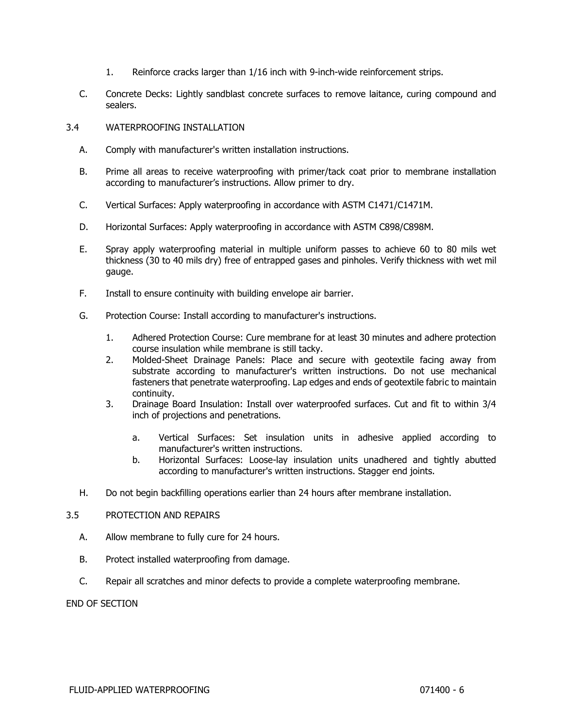1. Reinforce cracks larger than 1/16 inch with 9-inch-wide reinforcement strips.

C. Concrete Decks: Lightly sandblast concrete surfaces to remove laitance, curing compound and sealers.

## 3.4 WATERPROOFING INSTALLATION

A. Comply with manufacturer's written installation instructions.

B. Prime all areas to receive waterproofing with primer/tack coat prior to membrane installation according to manufacturer's instructions. Allow primer to dry.

C. Vertical Surfaces: Apply waterproofing in accordance with ASTM C1471/C1471M.

D. Horizontal Surfaces: Apply waterproofing in accordance with ASTM C898/C898M.

E. Spray apply waterproofing material in multiple uniform passes to achieve 60 to 80 mils wet thickness (30 to 40 mils dry) free of entrapped gases and pinholes. Verify thickness with wet mil gauge.

F. Install to ensure continuity with building envelope air barrier.

G. Protection Course: Install according to manufacturer's instructions.

1. Adhered Protection Course: Cure membrane for at least 30 minutes and adhere protection course insulation while membrane is still tacky.
2. Molded-Sheet Drainage Panels: Place and secure with geotextile facing away from substrate according to manufacturer's written instructions. Do not use mechanical fasteners that penetrate waterproofing. Lap edges and ends of geotextile fabric to maintain continuity.
3. Drainage Board Insulation: Install over waterproofed surfaces. Cut and fit to within 3/4 inch of projections and penetrations.

   a. Vertical Surfaces: Set insulation units in adhesive applied according to manufacturer's written instructions.
   b. Horizontal Surfaces: Loose-lay insulation units unadhered and tightly abutted according to manufacturer's written instructions. Stagger end joints.

H. Do not begin backfilling operations earlier than 24 hours after membrane installation.

## 3.5 PROTECTION AND REPAIRS

A. Allow membrane to fully cure for 24 hours.

B. Protect installed waterproofing from damage.

C. Repair all scratches and minor defects to provide a complete waterproofing membrane.

END OF SECTION